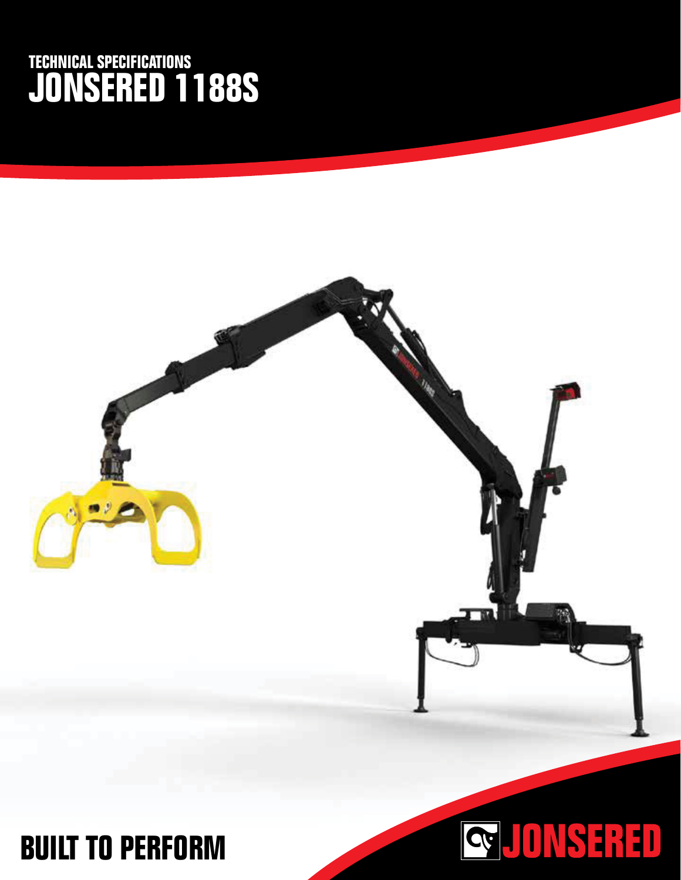# TECHNICAL SPECIFICATIONS
# JONSERED 1188S

BUILT TO PERFORM

JONSERED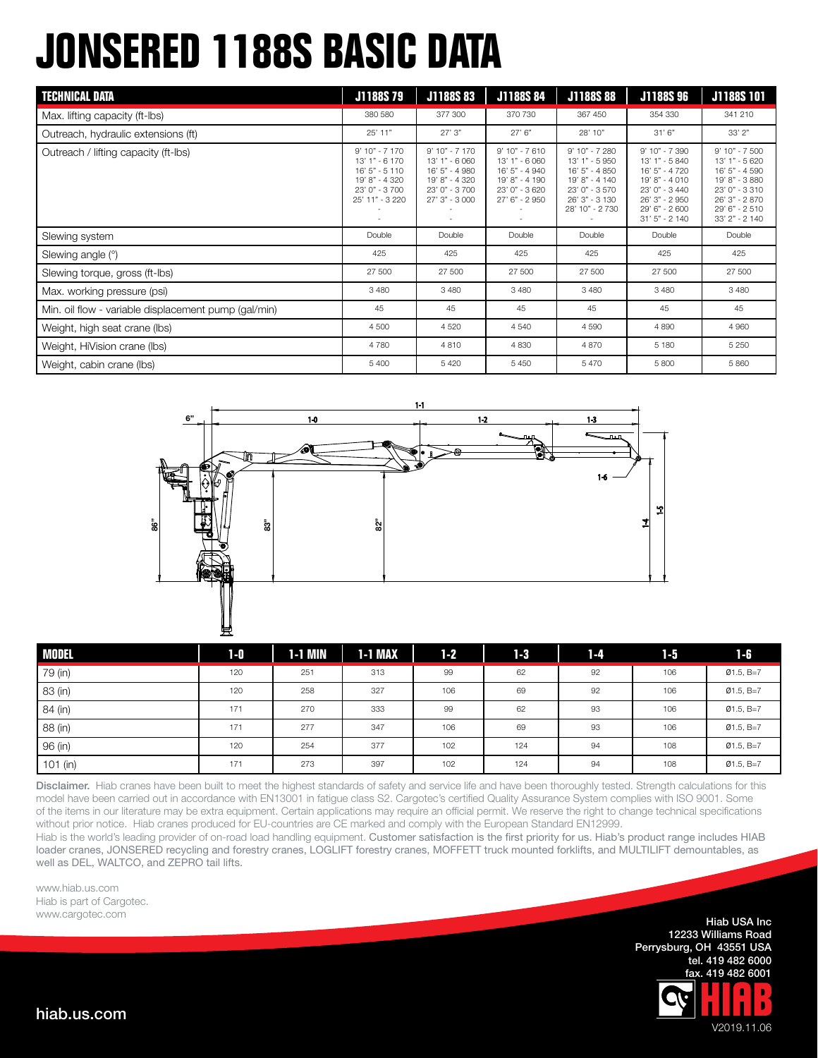# JONSERED 1188S BASIC DATA

| TECHNICAL DATA | J1188S 79 | J1188S 83 | J1188S 84 | J1188S 88 | J1188S 96 | J1188S 101 |
|---|---|---|---|---|---|---|
| Max. lifting capacity (ft-lbs) | 380 580 | 377 300 | 370 730 | 367 450 | 354 330 | 341 210 |
| Outreach, hydraulic extensions (ft) | 25' 11" | 27' 3" | 27' 6" | 28' 10" | 31' 6" | 33' 2" |
| Outreach / lifting capacity (ft-lbs) | 9' 10" - 7 170<br>13' 1" - 6 170<br>16' 5" - 5 110<br>19' 8" - 4 320<br>23' 0" - 3 700<br>25' 11" - 3 220<br>-<br>- | 9' 10" - 7 170<br>13' 1" - 6 060<br>16' 5" - 4 980<br>19' 8" - 4 320<br>23' 0" - 3 700<br>27' 3" - 3 000<br>-<br>- | 9' 10" - 7 610<br>13' 1" - 6 060<br>16' 5" - 4 940<br>19' 8" - 4 190<br>23' 0" - 3 620<br>27' 6" - 2 950<br>-<br>- | 9' 10" - 7 280<br>13' 1" - 5 950<br>16' 5" - 4 850<br>19' 8" - 4 140<br>23' 0" - 3 570<br>26' 3" - 3 130<br>28' 10" - 2 730<br>- | 9' 10" - 7 390<br>13' 1" - 5 840<br>16' 5" - 4 720<br>19' 8" - 4 010<br>23' 0" - 3 440<br>26' 3" - 2 950<br>29' 6" - 2 600<br>31' 5" - 2 140 | 9' 10" - 7 500<br>13' 1" - 5 620<br>16' 5" - 4 590<br>19' 8" - 3 880<br>23' 0" - 3 310<br>26' 3" - 2 870<br>29' 6" - 2 510<br>33' 2" - 2 140 |
| Slewing system | Double | Double | Double | Double | Double | Double |
| Slewing angle (°) | 425 | 425 | 425 | 425 | 425 | 425 |
| Slewing torque, gross (ft-lbs) | 27 500 | 27 500 | 27 500 | 27 500 | 27 500 | 27 500 |
| Max. working pressure (psi) | 3 480 | 3 480 | 3 480 | 3 480 | 3 480 | 3 480 |
| Min. oil flow - variable displacement pump (gal/min) | 45 | 45 | 45 | 45 | 45 | 45 |
| Weight, high seat crane (lbs) | 4 500 | 4 520 | 4 540 | 4 590 | 4 890 | 4 960 |
| Weight, HiVision crane (lbs) | 4 780 | 4 810 | 4 830 | 4 870 | 5 180 | 5 250 |
| Weight, cabin crane (lbs) | 5 400 | 5 420 | 5 450 | 5 470 | 5 800 | 5 860 |

1-1
6"
1-0
1-2
1-3
1-6
86"
83"
82"
1-4
1-5

| MODEL | 1-0 | 1-1 MIN | 1-1 MAX | 1-2 | 1-3 | 1-4 | 1-5 | 1-6 |
|---|---|---|---|---|---|---|---|---|
| 79 (in) | 120 | 251 | 313 | 99 | 62 | 92 | 106 | Ø1.5, B=7 |
| 83 (in) | 120 | 258 | 327 | 106 | 69 | 92 | 106 | Ø1.5, B=7 |
| 84 (in) | 171 | 270 | 333 | 99 | 62 | 93 | 106 | Ø1.5, B=7 |
| 88 (in) | 171 | 277 | 347 | 106 | 69 | 93 | 106 | Ø1.5, B=7 |
| 96 (in) | 120 | 254 | 377 | 102 | 124 | 94 | 108 | Ø1.5, B=7 |
| 101 (in) | 171 | 273 | 397 | 102 | 124 | 94 | 108 | Ø1.5, B=7 |

**Disclaimer.** Hiab cranes have been built to meet the highest standards of safety and service life and have been thoroughly tested. Strength calculations for this model have been carried out in accordance with EN13001 in fatigue class S2. Cargotec's certified Quality Assurance System complies with ISO 9001. Some of the items in our literature may be extra equipment. Certain applications may require an official permit. We reserve the right to change technical specifications without prior notice. Hiab cranes produced for EU-countries are CE marked and comply with the European Standard EN12999.
Hiab is the world's leading provider of on-road load handling equipment. Customer satisfaction is the first priority for us. Hiab's product range includes HIAB loader cranes, JONSERED recycling and forestry cranes, LOGLIFT forestry cranes, MOFFETT truck mounted forklifts, and MULTILIFT demountables, as well as DEL, WALTCO, and ZEPRO tail lifts.

www.hiab.us.com
Hiab is part of Cargotec.
www.cargotec.com

Hiab USA Inc
12233 Williams Road
Perrysburg, OH 43551 USA
tel. 419 482 6000
fax. 419 482 6001

HIAB

V2019.11.06

hiab.us.com